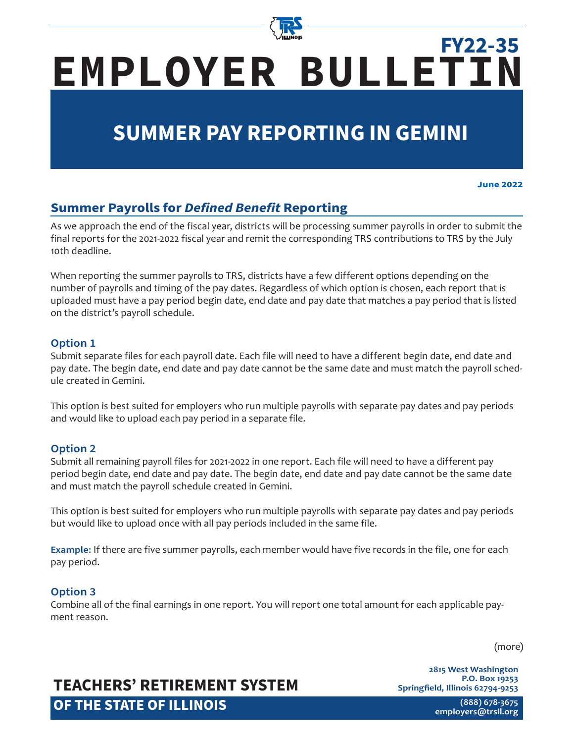FY22-35

# EMPLOYER BULLETIN

## SUMMER PAY REPORTING IN GEMINI

**June 2022**

### Summer Payrolls for *Defined Benefit* Reporting

As we approach the end of the fiscal year, districts will be processing summer payrolls in order to submit the final reports for the 2021-2022 fiscal year and remit the corresponding TRS contributions to TRS by the July 10th deadline.

When reporting the summer payrolls to TRS, districts have a few different options depending on the number of payrolls and timing of the pay dates. Regardless of which option is chosen, each report that is uploaded must have a pay period begin date, end date and pay date that matches a pay period that is listed on the district's payroll schedule.

#### Option 1

Submit separate files for each payroll date. Each file will need to have a different begin date, end date and pay date. The begin date, end date and pay date cannot be the same date and must match the payroll schedule created in Gemini.

This option is best suited for employers who run multiple payrolls with separate pay dates and pay periods and would like to upload each pay period in a separate file.

#### Option 2

Submit all remaining payroll files for 2021-2022 in one report. Each file will need to have a different pay period begin date, end date and pay date. The begin date, end date and pay date cannot be the same date and must match the payroll schedule created in Gemini.

This option is best suited for employers who run multiple payrolls with separate pay dates and pay periods but would like to upload once with all pay periods included in the same file.

**Example:** If there are five summer payrolls, each member would have five records in the file, one for each pay period.

#### Option 3

Combine all of the final earnings in one report. You will report one total amount for each applicable payment reason.

(more)

**TEACHERS' RETIREMENT SYSTEM OF THE STATE OF ILLINOIS**

2815 West Washington
P.O. Box 19253
Springfield, Illinois 62794-9253
(888) 678-3675
employers@trsil.org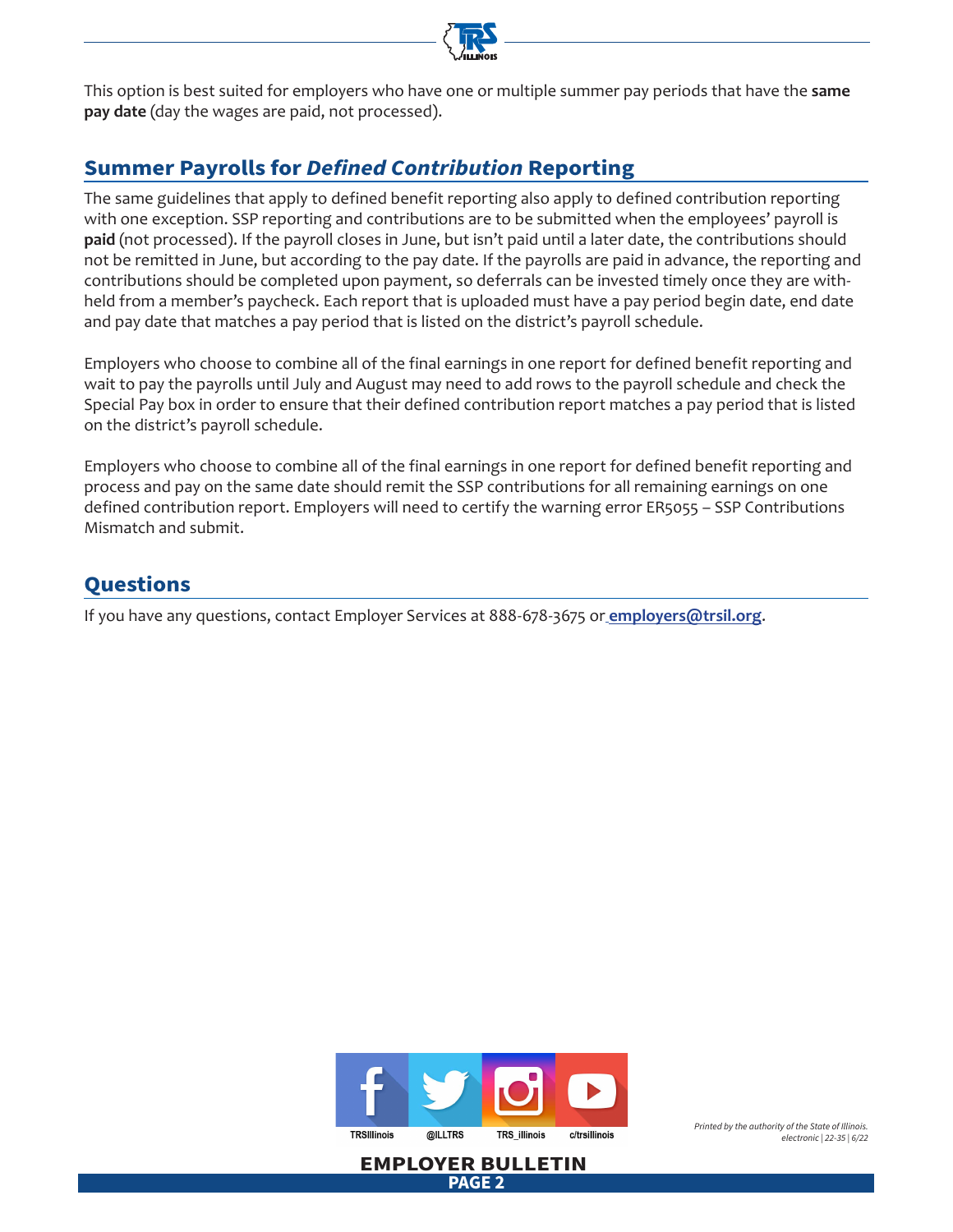This option is best suited for employers who have one or multiple summer pay periods that have the **same pay date** (day the wages are paid, not processed).

## Summer Payrolls for *Defined Contribution* Reporting

The same guidelines that apply to defined benefit reporting also apply to defined contribution reporting with one exception. SSP reporting and contributions are to be submitted when the employees' payroll is **paid** (not processed). If the payroll closes in June, but isn't paid until a later date, the contributions should not be remitted in June, but according to the pay date. If the payrolls are paid in advance, the reporting and contributions should be completed upon payment, so deferrals can be invested timely once they are with-held from a member's paycheck. Each report that is uploaded must have a pay period begin date, end date and pay date that matches a pay period that is listed on the district's payroll schedule.

Employers who choose to combine all of the final earnings in one report for defined benefit reporting and wait to pay the payrolls until July and August may need to add rows to the payroll schedule and check the Special Pay box in order to ensure that their defined contribution report matches a pay period that is listed on the district's payroll schedule.

Employers who choose to combine all of the final earnings in one report for defined benefit reporting and process and pay on the same date should remit the SSP contributions for all remaining earnings on one defined contribution report. Employers will need to certify the warning error ER5055 – SSP Contributions Mismatch and submit.

## Questions

If you have any questions, contact Employer Services at 888-678-3675 or **employers@trsil.org**.

TRSIllinois @ILLTRS TRS_illinois c/trsillinois

*Printed by the authority of the State of Illinois. electronic | 22-35 | 6/22*

**EMPLOYER BULLETIN**